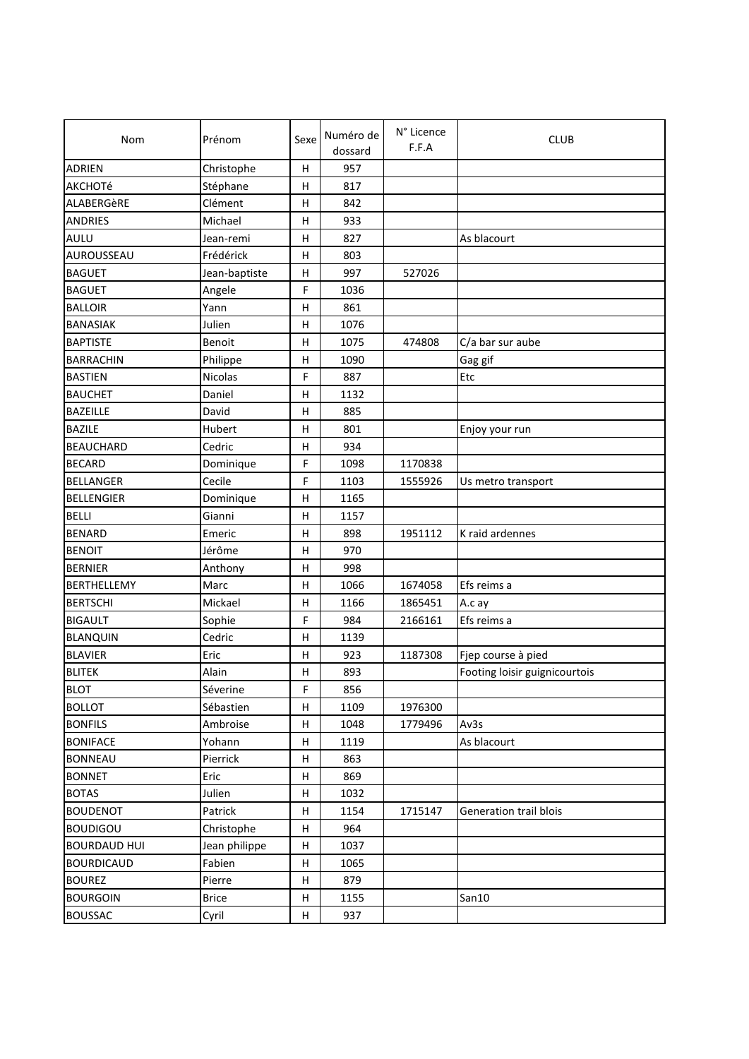| Nom | Prénom | Sexe | Numéro de dossard | N° Licence F.F.A | CLUB |
|---|---|---|---|---|---|
| ADRIEN | Christophe | H | 957 | | |
| AKCHOTé | Stéphane | H | 817 | | |
| ALABERGèRE | Clément | H | 842 | | |
| ANDRIES | Michael | H | 933 | | |
| AULU | Jean-remi | H | 827 | | As blacourt |
| AUROUSSEAU | Frédérick | H | 803 | | |
| BAGUET | Jean-baptiste | H | 997 | 527026 | |
| BAGUET | Angele | F | 1036 | | |
| BALLOIR | Yann | H | 861 | | |
| BANASIAK | Julien | H | 1076 | | |
| BAPTISTE | Benoit | H | 1075 | 474808 | C/a bar sur aube |
| BARRACHIN | Philippe | H | 1090 | | Gag gif |
| BASTIEN | Nicolas | F | 887 | | Etc |
| BAUCHET | Daniel | H | 1132 | | |
| BAZEILLE | David | H | 885 | | |
| BAZILE | Hubert | H | 801 | | Enjoy your run |
| BEAUCHARD | Cedric | H | 934 | | |
| BECARD | Dominique | F | 1098 | 1170838 | |
| BELLANGER | Cecile | F | 1103 | 1555926 | Us metro transport |
| BELLENGIER | Dominique | H | 1165 | | |
| BELLI | Gianni | H | 1157 | | |
| BENARD | Emeric | H | 898 | 1951112 | K raid ardennes |
| BENOIT | Jérôme | H | 970 | | |
| BERNIER | Anthony | H | 998 | | |
| BERTHELLEMY | Marc | H | 1066 | 1674058 | Efs reims a |
| BERTSCHI | Mickael | H | 1166 | 1865451 | A.c ay |
| BIGAULT | Sophie | F | 984 | 2166161 | Efs reims a |
| BLANQUIN | Cedric | H | 1139 | | |
| BLAVIER | Eric | H | 923 | 1187308 | Fjep course à pied |
| BLITEK | Alain | H | 893 | | Footing loisir guignicourtois |
| BLOT | Séverine | F | 856 | | |
| BOLLOT | Sébastien | H | 1109 | 1976300 | |
| BONFILS | Ambroise | H | 1048 | 1779496 | Av3s |
| BONIFACE | Yohann | H | 1119 | | As blacourt |
| BONNEAU | Pierrick | H | 863 | | |
| BONNET | Eric | H | 869 | | |
| BOTAS | Julien | H | 1032 | | |
| BOUDENOT | Patrick | H | 1154 | 1715147 | Generation trail blois |
| BOUDIGOU | Christophe | H | 964 | | |
| BOURDAUD HUI | Jean philippe | H | 1037 | | |
| BOURDICAUD | Fabien | H | 1065 | | |
| BOUREZ | Pierre | H | 879 | | |
| BOURGOIN | Brice | H | 1155 | | San10 |
| BOUSSAC | Cyril | H | 937 | | |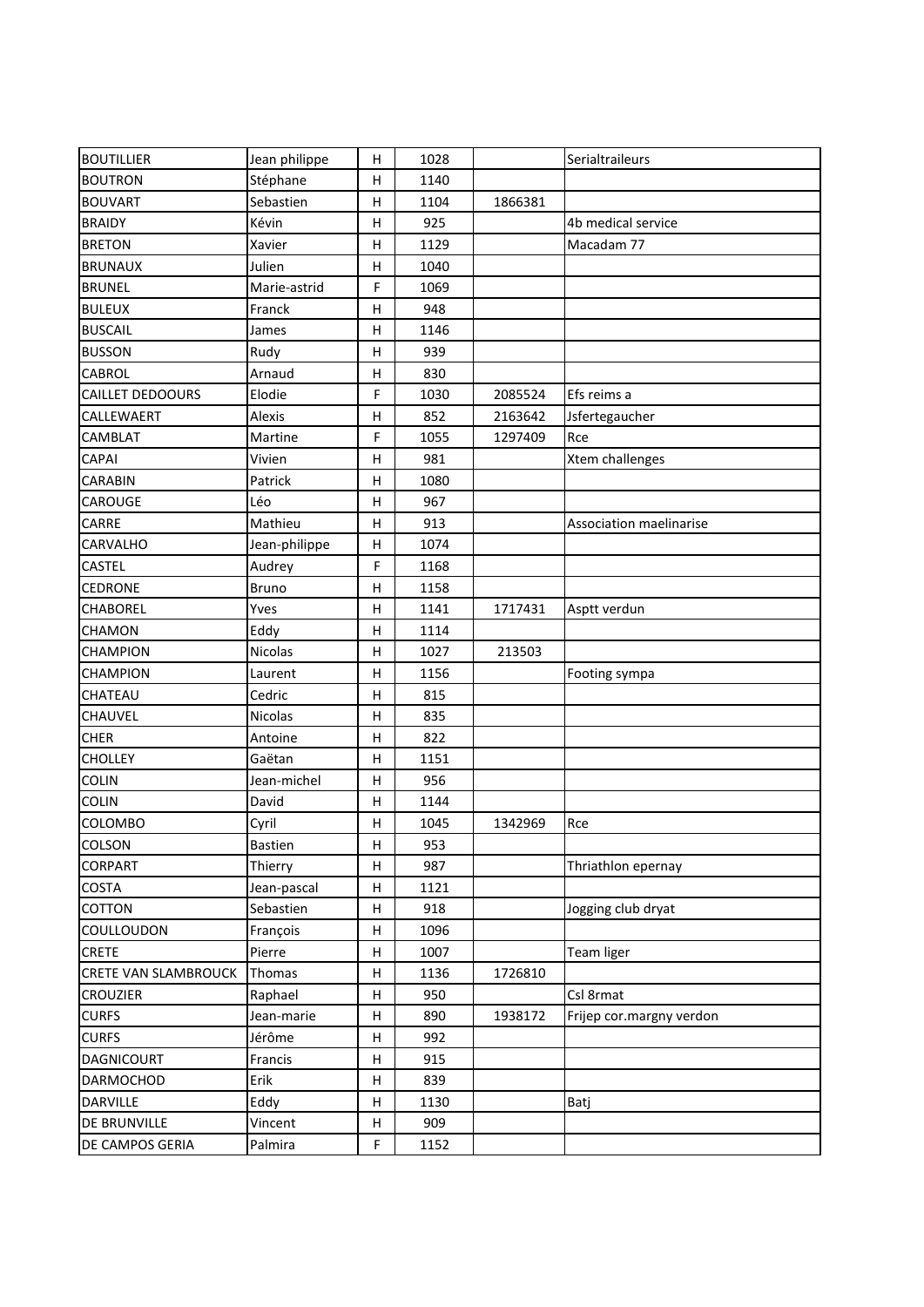| BOUTILLIER | Jean philippe | H | 1028 | | Serialtraileurs |
|---|---|---|---|---|---|
| BOUTRON | Stéphane | H | 1140 | | |
| BOUVART | Sebastien | H | 1104 | 1866381 | |
| BRAIDY | Kévin | H | 925 | | 4b medical service |
| BRETON | Xavier | H | 1129 | | Macadam 77 |
| BRUNAUX | Julien | H | 1040 | | |
| BRUNEL | Marie-astrid | F | 1069 | | |
| BULEUX | Franck | H | 948 | | |
| BUSCAIL | James | H | 1146 | | |
| BUSSON | Rudy | H | 939 | | |
| CABROL | Arnaud | H | 830 | | |
| CAILLET DEDOOURS | Elodie | F | 1030 | 2085524 | Efs reims a |
| CALLEWAERT | Alexis | H | 852 | 2163642 | Jsfertegaucher |
| CAMBLAT | Martine | F | 1055 | 1297409 | Rce |
| CAPAI | Vivien | H | 981 | | Xtem challenges |
| CARABIN | Patrick | H | 1080 | | |
| CAROUGE | Léo | H | 967 | | |
| CARRE | Mathieu | H | 913 | | Association maelinarise |
| CARVALHO | Jean-philippe | H | 1074 | | |
| CASTEL | Audrey | F | 1168 | | |
| CEDRONE | Bruno | H | 1158 | | |
| CHABOREL | Yves | H | 1141 | 1717431 | Asptt verdun |
| CHAMON | Eddy | H | 1114 | | |
| CHAMPION | Nicolas | H | 1027 | 213503 | |
| CHAMPION | Laurent | H | 1156 | | Footing sympa |
| CHATEAU | Cedric | H | 815 | | |
| CHAUVEL | Nicolas | H | 835 | | |
| CHER | Antoine | H | 822 | | |
| CHOLLEY | Gaëtan | H | 1151 | | |
| COLIN | Jean-michel | H | 956 | | |
| COLIN | David | H | 1144 | | |
| COLOMBO | Cyril | H | 1045 | 1342969 | Rce |
| COLSON | Bastien | H | 953 | | |
| CORPART | Thierry | H | 987 | | Thriathlon epernay |
| COSTA | Jean-pascal | H | 1121 | | |
| COTTON | Sebastien | H | 918 | | Jogging club dryat |
| COULLOUDON | François | H | 1096 | | |
| CRETE | Pierre | H | 1007 | | Team liger |
| CRETE VAN SLAMBROUCK | Thomas | H | 1136 | 1726810 | |
| CROUZIER | Raphael | H | 950 | | Csl 8rmat |
| CURFS | Jean-marie | H | 890 | 1938172 | Frijep cor.margny verdon |
| CURFS | Jérôme | H | 992 | | |
| DAGNICOURT | Francis | H | 915 | | |
| DARMOCHOD | Erik | H | 839 | | |
| DARVILLE | Eddy | H | 1130 | | Batj |
| DE BRUNVILLE | Vincent | H | 909 | | |
| DE CAMPOS GERIA | Palmira | F | 1152 | | |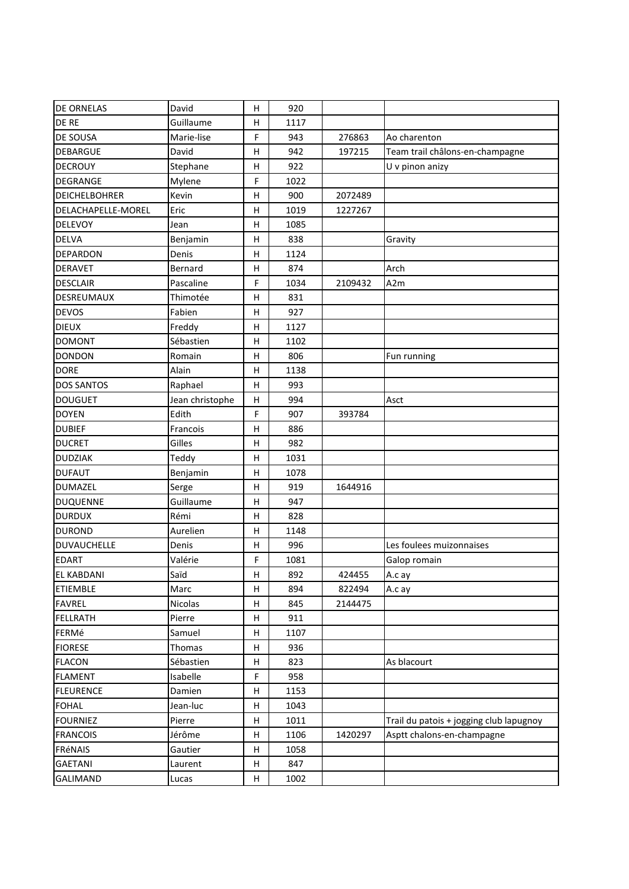| | | | | | |
|---|---|---|---|---|---|
| DE ORNELAS | David | H | 920 | | |
| DE RE | Guillaume | H | 1117 | | |
| DE SOUSA | Marie-lise | F | 943 | 276863 | Ao charenton |
| DEBARGUE | David | H | 942 | 197215 | Team trail châlons-en-champagne |
| DECROUY | Stephane | H | 922 | | U v pinon anizy |
| DEGRANGE | Mylene | F | 1022 | | |
| DEICHELBOHRER | Kevin | H | 900 | 2072489 | |
| DELACHAPELLE-MOREL | Eric | H | 1019 | 1227267 | |
| DELEVOY | Jean | H | 1085 | | |
| DELVA | Benjamin | H | 838 | | Gravity |
| DEPARDON | Denis | H | 1124 | | |
| DERAVET | Bernard | H | 874 | | Arch |
| DESCLAIR | Pascaline | F | 1034 | 2109432 | A2m |
| DESREUMAUX | Thimotée | H | 831 | | |
| DEVOS | Fabien | H | 927 | | |
| DIEUX | Freddy | H | 1127 | | |
| DOMONT | Sébastien | H | 1102 | | |
| DONDON | Romain | H | 806 | | Fun running |
| DORE | Alain | H | 1138 | | |
| DOS SANTOS | Raphael | H | 993 | | |
| DOUGUET | Jean christophe | H | 994 | | Asct |
| DOYEN | Edith | F | 907 | 393784 | |
| DUBIEF | Francois | H | 886 | | |
| DUCRET | Gilles | H | 982 | | |
| DUDZIAK | Teddy | H | 1031 | | |
| DUFAUT | Benjamin | H | 1078 | | |
| DUMAZEL | Serge | H | 919 | 1644916 | |
| DUQUENNE | Guillaume | H | 947 | | |
| DURDUX | Rémi | H | 828 | | |
| DUROND | Aurelien | H | 1148 | | |
| DUVAUCHELLE | Denis | H | 996 | | Les foulees muizonnaises |
| EDART | Valérie | F | 1081 | | Galop romain |
| EL KABDANI | Saïd | H | 892 | 424455 | A.c ay |
| ETIEMBLE | Marc | H | 894 | 822494 | A.c ay |
| FAVREL | Nicolas | H | 845 | 2144475 | |
| FELLRATH | Pierre | H | 911 | | |
| FERMé | Samuel | H | 1107 | | |
| FIORESE | Thomas | H | 936 | | |
| FLACON | Sébastien | H | 823 | | As blacourt |
| FLAMENT | Isabelle | F | 958 | | |
| FLEURENCE | Damien | H | 1153 | | |
| FOHAL | Jean-luc | H | 1043 | | |
| FOURNIEZ | Pierre | H | 1011 | | Trail du patois + jogging club lapugnoy |
| FRANCOIS | Jérôme | H | 1106 | 1420297 | Asptt chalons-en-champagne |
| FRéNAIS | Gautier | H | 1058 | | |
| GAETANI | Laurent | H | 847 | | |
| GALIMAND | Lucas | H | 1002 | | |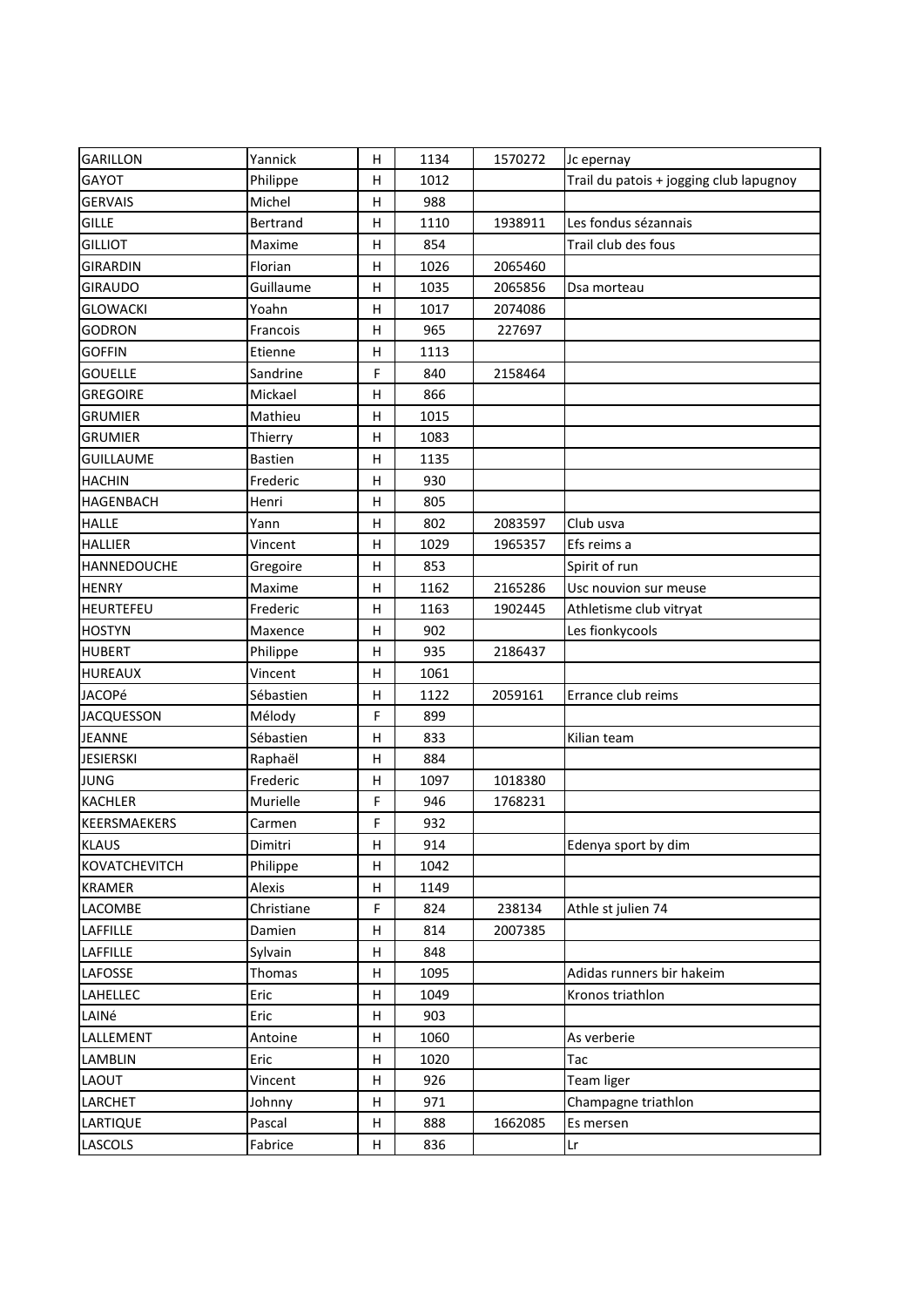| GARILLON | Yannick | H | 1134 | 1570272 | Jc epernay |
|---|---|---|---|---|---|
| GAYOT | Philippe | H | 1012 | | Trail du patois + jogging club lapugnoy |
| GERVAIS | Michel | H | 988 | | |
| GILLE | Bertrand | H | 1110 | 1938911 | Les fondus sézannais |
| GILLIOT | Maxime | H | 854 | | Trail club des fous |
| GIRARDIN | Florian | H | 1026 | 2065460 | |
| GIRAUDO | Guillaume | H | 1035 | 2065856 | Dsa morteau |
| GLOWACKI | Yoahn | H | 1017 | 2074086 | |
| GODRON | Francois | H | 965 | 227697 | |
| GOFFIN | Etienne | H | 1113 | | |
| GOUELLE | Sandrine | F | 840 | 2158464 | |
| GREGOIRE | Mickael | H | 866 | | |
| GRUMIER | Mathieu | H | 1015 | | |
| GRUMIER | Thierry | H | 1083 | | |
| GUILLAUME | Bastien | H | 1135 | | |
| HACHIN | Frederic | H | 930 | | |
| HAGENBACH | Henri | H | 805 | | |
| HALLE | Yann | H | 802 | 2083597 | Club usva |
| HALLIER | Vincent | H | 1029 | 1965357 | Efs reims a |
| HANNEDOUCHE | Gregoire | H | 853 | | Spirit of run |
| HENRY | Maxime | H | 1162 | 2165286 | Usc nouvion sur meuse |
| HEURTEFEU | Frederic | H | 1163 | 1902445 | Athletisme club vitryat |
| HOSTYN | Maxence | H | 902 | | Les fionkycools |
| HUBERT | Philippe | H | 935 | 2186437 | |
| HUREAUX | Vincent | H | 1061 | | |
| JACOPé | Sébastien | H | 1122 | 2059161 | Errance club reims |
| JACQUESSON | Mélody | F | 899 | | |
| JEANNE | Sébastien | H | 833 | | Kilian team |
| JESIERSKI | Raphaël | H | 884 | | |
| JUNG | Frederic | H | 1097 | 1018380 | |
| KACHLER | Murielle | F | 946 | 1768231 | |
| KEERSMAEKERS | Carmen | F | 932 | | |
| KLAUS | Dimitri | H | 914 | | Edenya sport by dim |
| KOVATCHEVITCH | Philippe | H | 1042 | | |
| KRAMER | Alexis | H | 1149 | | |
| LACOMBE | Christiane | F | 824 | 238134 | Athle st julien 74 |
| LAFFILLE | Damien | H | 814 | 2007385 | |
| LAFFILLE | Sylvain | H | 848 | | |
| LAFOSSE | Thomas | H | 1095 | | Adidas runners bir hakeim |
| LAHELLEC | Eric | H | 1049 | | Kronos triathlon |
| LAINé | Eric | H | 903 | | |
| LALLEMENT | Antoine | H | 1060 | | As verberie |
| LAMBLIN | Eric | H | 1020 | | Tac |
| LAOUT | Vincent | H | 926 | | Team liger |
| LARCHET | Johnny | H | 971 | | Champagne triathlon |
| LARTIQUE | Pascal | H | 888 | 1662085 | Es mersen |
| LASCOLS | Fabrice | H | 836 | | Lr |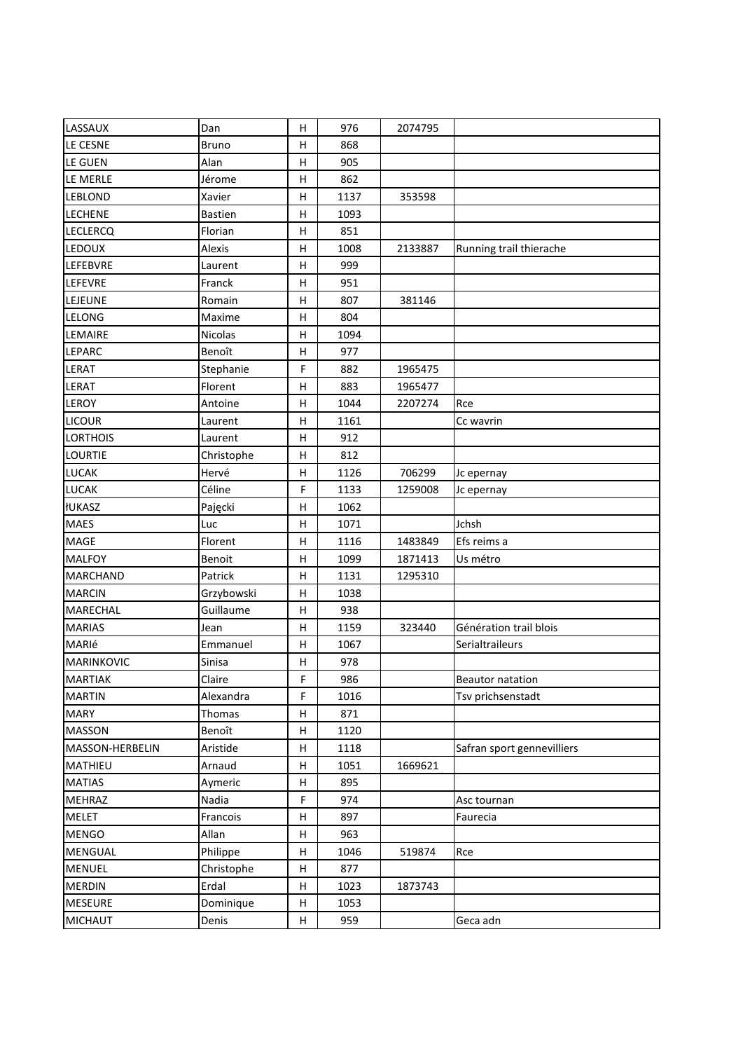| LASSAUX | Dan | H | 976 | 2074795 | |
|---|---|---|---|---|---|
| LE CESNE | Bruno | H | 868 | | |
| LE GUEN | Alan | H | 905 | | |
| LE MERLE | Jérome | H | 862 | | |
| LEBLOND | Xavier | H | 1137 | 353598 | |
| LECHENE | Bastien | H | 1093 | | |
| LECLERCQ | Florian | H | 851 | | |
| LEDOUX | Alexis | H | 1008 | 2133887 | Running trail thierache |
| LEFEBVRE | Laurent | H | 999 | | |
| LEFEVRE | Franck | H | 951 | | |
| LEJEUNE | Romain | H | 807 | 381146 | |
| LELONG | Maxime | H | 804 | | |
| LEMAIRE | Nicolas | H | 1094 | | |
| LEPARC | Benoît | H | 977 | | |
| LERAT | Stephanie | F | 882 | 1965475 | |
| LERAT | Florent | H | 883 | 1965477 | |
| LEROY | Antoine | H | 1044 | 2207274 | Rce |
| LICOUR | Laurent | H | 1161 | | Cc wavrin |
| LORTHOIS | Laurent | H | 912 | | |
| LOURTIE | Christophe | H | 812 | | |
| LUCAK | Hervé | H | 1126 | 706299 | Jc epernay |
| LUCAK | Céline | F | 1133 | 1259008 | Jc epernay |
| łUKASZ | Pajęcki | H | 1062 | | |
| MAES | Luc | H | 1071 | | Jchsh |
| MAGE | Florent | H | 1116 | 1483849 | Efs reims a |
| MALFOY | Benoit | H | 1099 | 1871413 | Us métro |
| MARCHAND | Patrick | H | 1131 | 1295310 | |
| MARCIN | Grzybowski | H | 1038 | | |
| MARECHAL | Guillaume | H | 938 | | |
| MARIAS | Jean | H | 1159 | 323440 | Génération trail blois |
| MARIé | Emmanuel | H | 1067 | | Serialtraileurs |
| MARINKOVIC | Sinisa | H | 978 | | |
| MARTIAK | Claire | F | 986 | | Beautor natation |
| MARTIN | Alexandra | F | 1016 | | Tsv prichsenstadt |
| MARY | Thomas | H | 871 | | |
| MASSON | Benoît | H | 1120 | | |
| MASSON-HERBELIN | Aristide | H | 1118 | | Safran sport gennevilliers |
| MATHIEU | Arnaud | H | 1051 | 1669621 | |
| MATIAS | Aymeric | H | 895 | | |
| MEHRAZ | Nadia | F | 974 | | Asc tournan |
| MELET | Francois | H | 897 | | Faurecia |
| MENGO | Allan | H | 963 | | |
| MENGUAL | Philippe | H | 1046 | 519874 | Rce |
| MENUEL | Christophe | H | 877 | | |
| MERDIN | Erdal | H | 1023 | 1873743 | |
| MESEURE | Dominique | H | 1053 | | |
| MICHAUT | Denis | H | 959 | | Geca adn |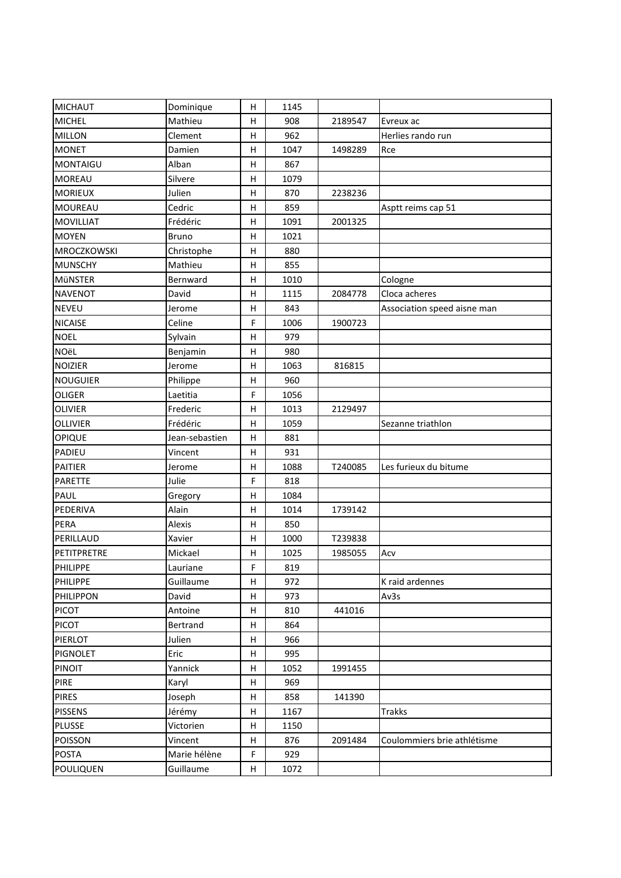| MICHAUT | Dominique | H | 1145 | | |
|---|---|---|---|---|---|
| MICHEL | Mathieu | H | 908 | 2189547 | Evreux ac |
| MILLON | Clement | H | 962 | | Herlies rando run |
| MONET | Damien | H | 1047 | 1498289 | Rce |
| MONTAIGU | Alban | H | 867 | | |
| MOREAU | Silvere | H | 1079 | | |
| MORIEUX | Julien | H | 870 | 2238236 | |
| MOUREAU | Cedric | H | 859 | | Asptt reims cap 51 |
| MOVILLIAT | Frédéric | H | 1091 | 2001325 | |
| MOYEN | Bruno | H | 1021 | | |
| MROCZKOWSKI | Christophe | H | 880 | | |
| MUNSCHY | Mathieu | H | 855 | | |
| MüNSTER | Bernward | H | 1010 | | Cologne |
| NAVENOT | David | H | 1115 | 2084778 | Cloca acheres |
| NEVEU | Jerome | H | 843 | | Association speed aisne man |
| NICAISE | Celine | F | 1006 | 1900723 | |
| NOEL | Sylvain | H | 979 | | |
| NOëL | Benjamin | H | 980 | | |
| NOIZIER | Jerome | H | 1063 | 816815 | |
| NOUGUIER | Philippe | H | 960 | | |
| OLIGER | Laetitia | F | 1056 | | |
| OLIVIER | Frederic | H | 1013 | 2129497 | |
| OLLIVIER | Frédéric | H | 1059 | | Sezanne triathlon |
| OPIQUE | Jean-sebastien | H | 881 | | |
| PADIEU | Vincent | H | 931 | | |
| PAITIER | Jerome | H | 1088 | T240085 | Les furieux du bitume |
| PARETTE | Julie | F | 818 | | |
| PAUL | Gregory | H | 1084 | | |
| PEDERIVA | Alain | H | 1014 | 1739142 | |
| PERA | Alexis | H | 850 | | |
| PERILLAUD | Xavier | H | 1000 | T239838 | |
| PETITPRETRE | Mickael | H | 1025 | 1985055 | Acv |
| PHILIPPE | Lauriane | F | 819 | | |
| PHILIPPE | Guillaume | H | 972 | | K raid ardennes |
| PHILIPPON | David | H | 973 | | Av3s |
| PICOT | Antoine | H | 810 | 441016 | |
| PICOT | Bertrand | H | 864 | | |
| PIERLOT | Julien | H | 966 | | |
| PIGNOLET | Eric | H | 995 | | |
| PINOIT | Yannick | H | 1052 | 1991455 | |
| PIRE | Karyl | H | 969 | | |
| PIRES | Joseph | H | 858 | 141390 | |
| PISSENS | Jérémy | H | 1167 | | Trakks |
| PLUSSE | Victorien | H | 1150 | | |
| POISSON | Vincent | H | 876 | 2091484 | Coulommiers brie athlétisme |
| POSTA | Marie hélène | F | 929 | | |
| POULIQUEN | Guillaume | H | 1072 | | |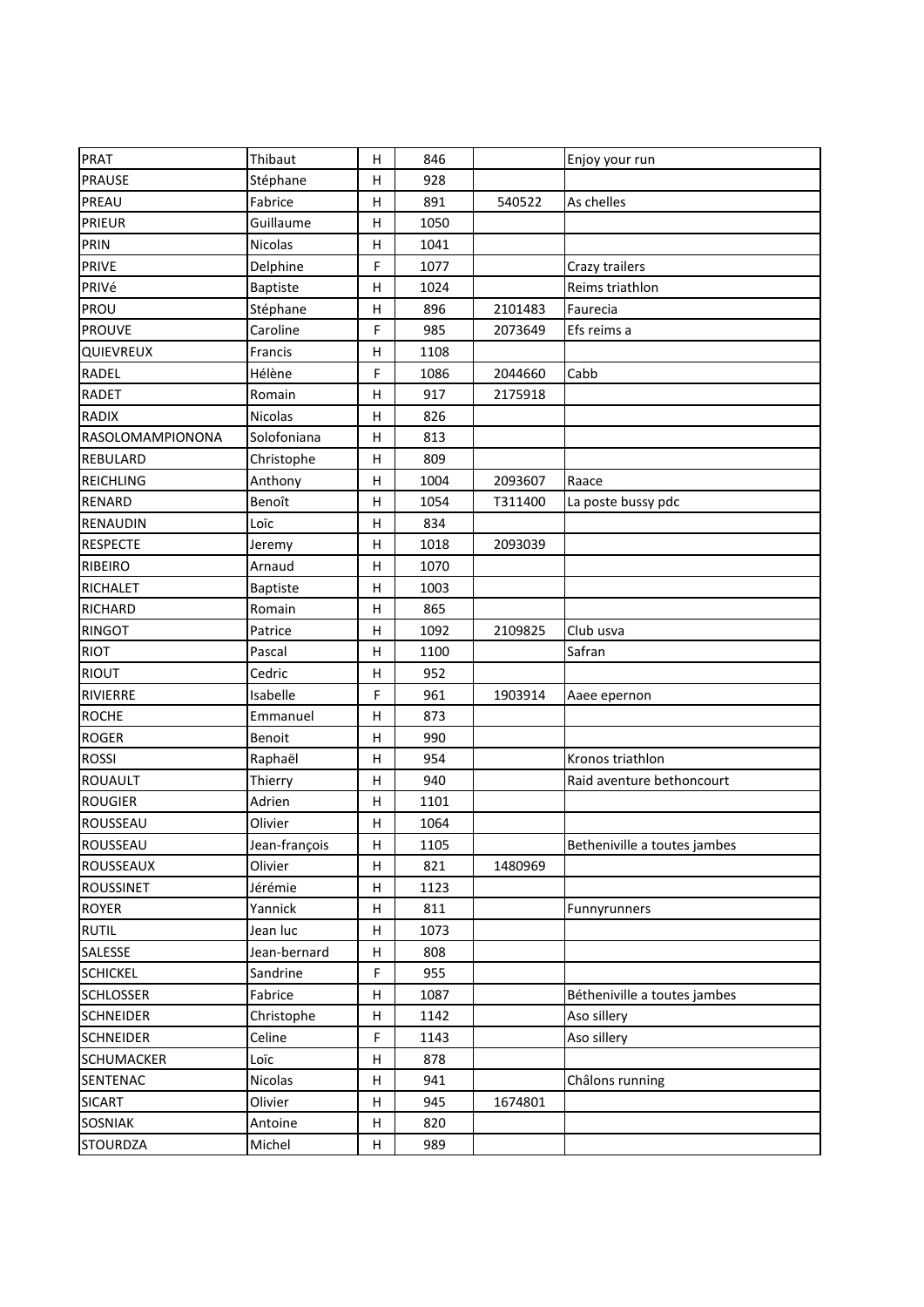| PRAT | Thibaut | H | 846 | | Enjoy your run |
|---|---|---|---|---|---|
| PRAUSE | Stéphane | H | 928 | | |
| PREAU | Fabrice | H | 891 | 540522 | As chelles |
| PRIEUR | Guillaume | H | 1050 | | |
| PRIN | Nicolas | H | 1041 | | |
| PRIVE | Delphine | F | 1077 | | Crazy trailers |
| PRIVé | Baptiste | H | 1024 | | Reims triathlon |
| PROU | Stéphane | H | 896 | 2101483 | Faurecia |
| PROUVE | Caroline | F | 985 | 2073649 | Efs reims a |
| QUIEVREUX | Francis | H | 1108 | | |
| RADEL | Hélène | F | 1086 | 2044660 | Cabb |
| RADET | Romain | H | 917 | 2175918 | |
| RADIX | Nicolas | H | 826 | | |
| RASOLOMAMPIONONA | Solofoniana | H | 813 | | |
| REBULARD | Christophe | H | 809 | | |
| REICHLING | Anthony | H | 1004 | 2093607 | Raace |
| RENARD | Benoît | H | 1054 | T311400 | La poste bussy pdc |
| RENAUDIN | Loïc | H | 834 | | |
| RESPECTE | Jeremy | H | 1018 | 2093039 | |
| RIBEIRO | Arnaud | H | 1070 | | |
| RICHALET | Baptiste | H | 1003 | | |
| RICHARD | Romain | H | 865 | | |
| RINGOT | Patrice | H | 1092 | 2109825 | Club usva |
| RIOT | Pascal | H | 1100 | | Safran |
| RIOUT | Cedric | H | 952 | | |
| RIVIERRE | Isabelle | F | 961 | 1903914 | Aaee epernon |
| ROCHE | Emmanuel | H | 873 | | |
| ROGER | Benoit | H | 990 | | |
| ROSSI | Raphaël | H | 954 | | Kronos triathlon |
| ROUAULT | Thierry | H | 940 | | Raid aventure bethoncourt |
| ROUGIER | Adrien | H | 1101 | | |
| ROUSSEAU | Olivier | H | 1064 | | |
| ROUSSEAU | Jean-françois | H | 1105 | | Betheniville a toutes jambes |
| ROUSSEAUX | Olivier | H | 821 | 1480969 | |
| ROUSSINET | Jérémie | H | 1123 | | |
| ROYER | Yannick | H | 811 | | Funnyrunners |
| RUTIL | Jean luc | H | 1073 | | |
| SALESSE | Jean-bernard | H | 808 | | |
| SCHICKEL | Sandrine | F | 955 | | |
| SCHLOSSER | Fabrice | H | 1087 | | Bétheniville a toutes jambes |
| SCHNEIDER | Christophe | H | 1142 | | Aso sillery |
| SCHNEIDER | Celine | F | 1143 | | Aso sillery |
| SCHUMACKER | Loïc | H | 878 | | |
| SENTENAC | Nicolas | H | 941 | | Châlons running |
| SICART | Olivier | H | 945 | 1674801 | |
| SOSNIAK | Antoine | H | 820 | | |
| STOURDZA | Michel | H | 989 | | |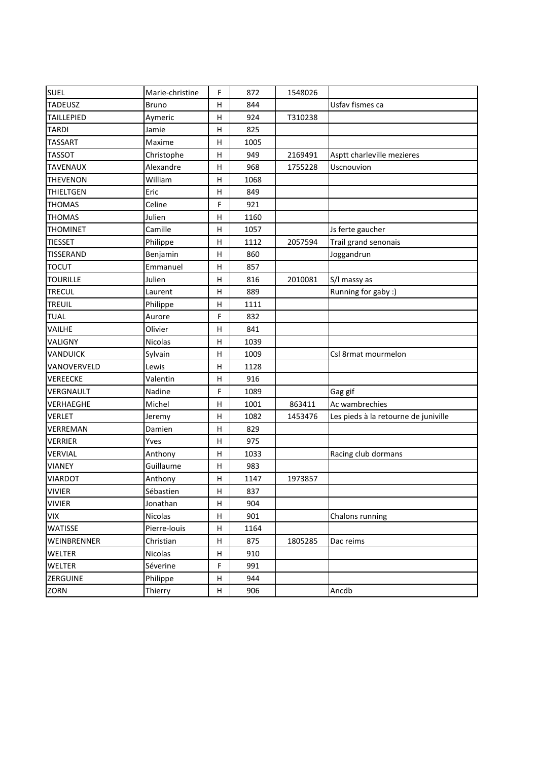| | | | | | |
|---|---|---|---|---|---|
| SUEL | Marie-christine | F | 872 | 1548026 | |
| TADEUSZ | Bruno | H | 844 | | Usfav fismes ca |
| TAILLEPIED | Aymeric | H | 924 | T310238 | |
| TARDI | Jamie | H | 825 | | |
| TASSART | Maxime | H | 1005 | | |
| TASSOT | Christophe | H | 949 | 2169491 | Asptt charleville mezieres |
| TAVENAUX | Alexandre | H | 968 | 1755228 | Uscnouvion |
| THEVENON | William | H | 1068 | | |
| THIELTGEN | Eric | H | 849 | | |
| THOMAS | Celine | F | 921 | | |
| THOMAS | Julien | H | 1160 | | |
| THOMINET | Camille | H | 1057 | | Js ferte gaucher |
| TIESSET | Philippe | H | 1112 | 2057594 | Trail grand senonais |
| TISSERAND | Benjamin | H | 860 | | Joggandrun |
| TOCUT | Emmanuel | H | 857 | | |
| TOURILLE | Julien | H | 816 | 2010081 | S/l massy as |
| TRECUL | Laurent | H | 889 | | Running for gaby :) |
| TREUIL | Philippe | H | 1111 | | |
| TUAL | Aurore | F | 832 | | |
| VAILHE | Olivier | H | 841 | | |
| VALIGNY | Nicolas | H | 1039 | | |
| VANDUICK | Sylvain | H | 1009 | | Csl 8rmat mourmelon |
| VANOVERVELD | Lewis | H | 1128 | | |
| VEREECKE | Valentin | H | 916 | | |
| VERGNAULT | Nadine | F | 1089 | | Gag gif |
| VERHAEGHE | Michel | H | 1001 | 863411 | Ac wambrechies |
| VERLET | Jeremy | H | 1082 | 1453476 | Les pieds à la retourne de juniville |
| VERREMAN | Damien | H | 829 | | |
| VERRIER | Yves | H | 975 | | |
| VERVIAL | Anthony | H | 1033 | | Racing club dormans |
| VIANEY | Guillaume | H | 983 | | |
| VIARDOT | Anthony | H | 1147 | 1973857 | |
| VIVIER | Sébastien | H | 837 | | |
| VIVIER | Jonathan | H | 904 | | |
| VIX | Nicolas | H | 901 | | Chalons running |
| WATISSE | Pierre-louis | H | 1164 | | |
| WEINBRENNER | Christian | H | 875 | 1805285 | Dac reims |
| WELTER | Nicolas | H | 910 | | |
| WELTER | Séverine | F | 991 | | |
| ZERGUINE | Philippe | H | 944 | | |
| ZORN | Thierry | H | 906 | | Ancdb |